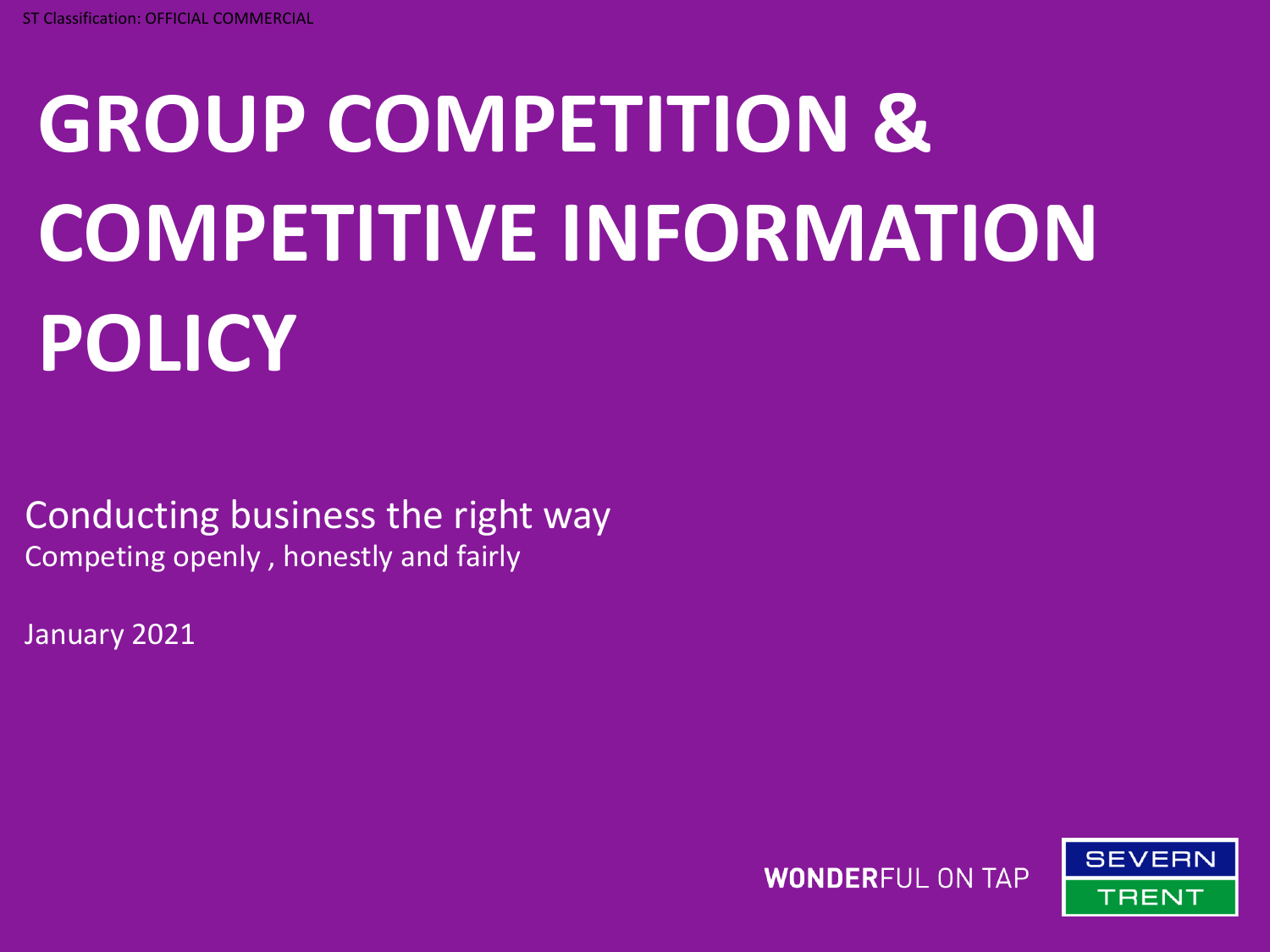ST Classification: OFFICIAL COMMERCIAL

# GROUP COMPETITION & COMPETITIVE INFORMATION POLICY

Conducting business the right way

Competing openly , honestly and fairly

January 2021

**WONDER**FUL ON TAP

SEVERN TRENT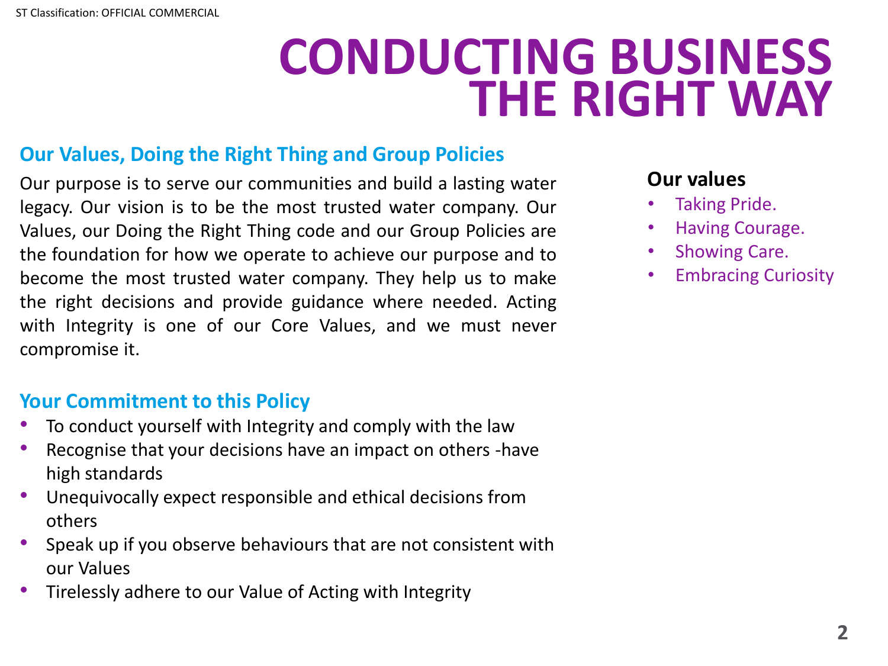ST Classification: OFFICIAL COMMERCIAL

# CONDUCTING BUSINESS THE RIGHT WAY

## Our Values, Doing the Right Thing and Group Policies

Our purpose is to serve our communities and build a lasting water legacy. Our vision is to be the most trusted water company. Our Values, our Doing the Right Thing code and our Group Policies are the foundation for how we operate to achieve our purpose and to become the most trusted water company. They help us to make the right decisions and provide guidance where needed. Acting with Integrity is one of our Core Values, and we must never compromise it.

## Your Commitment to this Policy

- To conduct yourself with Integrity and comply with the law
- Recognise that your decisions have an impact on others -have high standards
- Unequivocally expect responsible and ethical decisions from others
- Speak up if you observe behaviours that are not consistent with our Values
- Tirelessly adhere to our Value of Acting with Integrity

**Our values**

- Taking Pride.
- Having Courage.
- Showing Care.
- Embracing Curiosity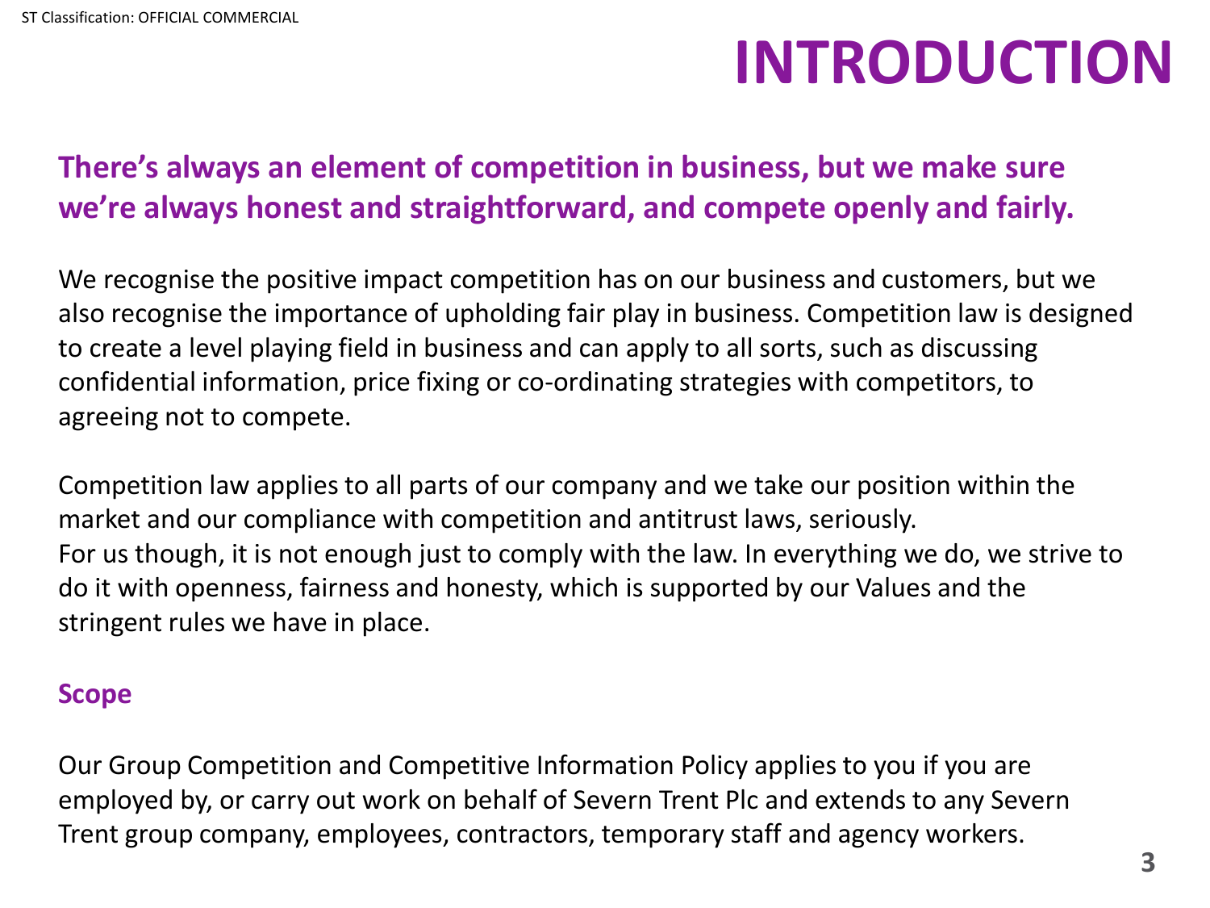# INTRODUCTION

**There's always an element of competition in business, but we make sure we're always honest and straightforward, and compete openly and fairly.**

We recognise the positive impact competition has on our business and customers, but we also recognise the importance of upholding fair play in business. Competition law is designed to create a level playing field in business and can apply to all sorts, such as discussing confidential information, price fixing or co-ordinating strategies with competitors, to agreeing not to compete.

Competition law applies to all parts of our company and we take our position within the market and our compliance with competition and antitrust laws, seriously.
For us though, it is not enough just to comply with the law. In everything we do, we strive to do it with openness, fairness and honesty, which is supported by our Values and the stringent rules we have in place.

## Scope

Our Group Competition and Competitive Information Policy applies to you if you are employed by, or carry out work on behalf of Severn Trent Plc and extends to any Severn Trent group company, employees, contractors, temporary staff and agency workers.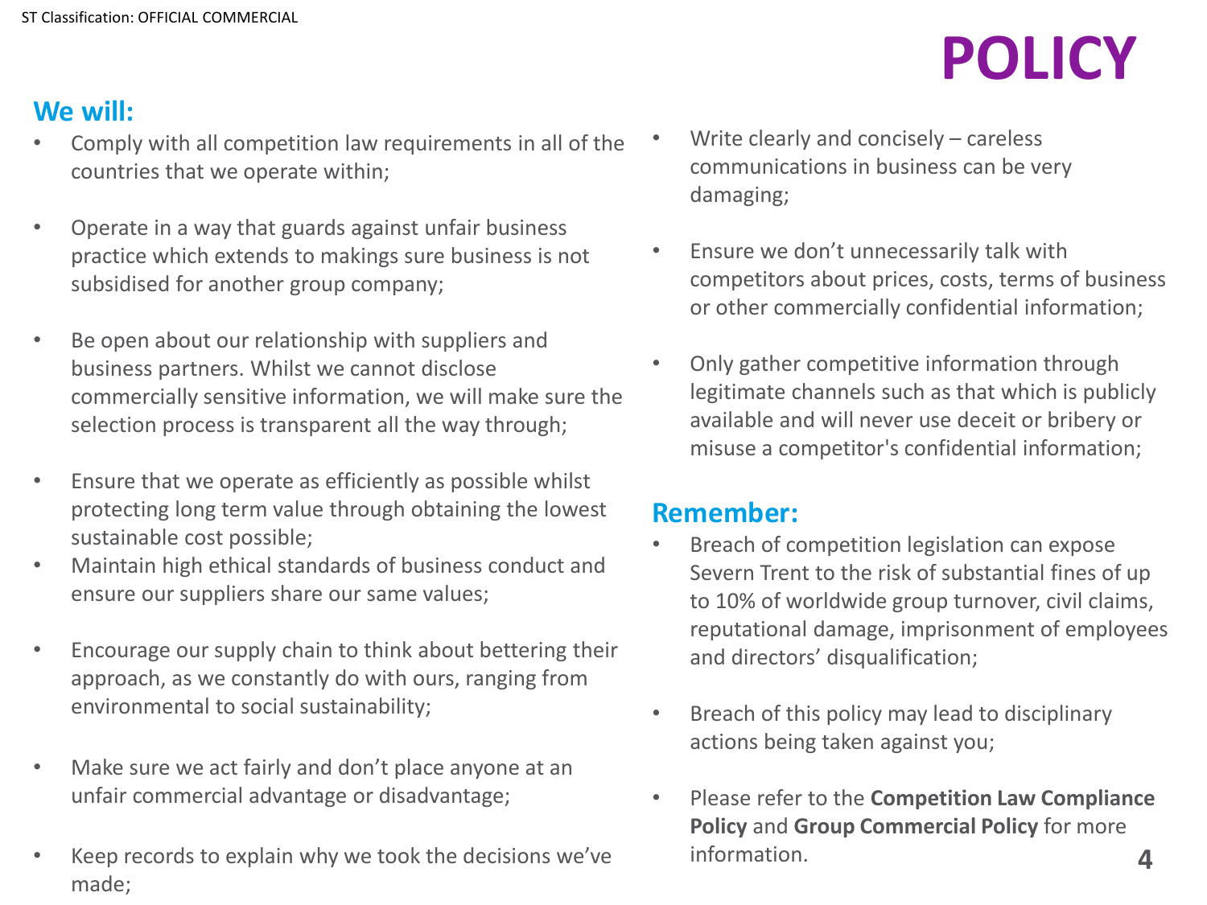ST Classification: OFFICIAL COMMERCIAL

# POLICY

## We will:

- Comply with all competition law requirements in all of the countries that we operate within;
- Operate in a way that guards against unfair business practice which extends to makings sure business is not subsidised for another group company;
- Be open about our relationship with suppliers and business partners. Whilst we cannot disclose commercially sensitive information, we will make sure the selection process is transparent all the way through;
- Ensure that we operate as efficiently as possible whilst protecting long term value through obtaining the lowest sustainable cost possible;
- Maintain high ethical standards of business conduct and ensure our suppliers share our same values;
- Encourage our supply chain to think about bettering their approach, as we constantly do with ours, ranging from environmental to social sustainability;
- Make sure we act fairly and don't place anyone at an unfair commercial advantage or disadvantage;
- Keep records to explain why we took the decisions we've made;
- Write clearly and concisely – careless communications in business can be very damaging;
- Ensure we don't unnecessarily talk with competitors about prices, costs, terms of business or other commercially confidential information;
- Only gather competitive information through legitimate channels such as that which is publicly available and will never use deceit or bribery or misuse a competitor's confidential information;

## Remember:

- Breach of competition legislation can expose Severn Trent to the risk of substantial fines of up to 10% of worldwide group turnover, civil claims, reputational damage, imprisonment of employees and directors' disqualification;
- Breach of this policy may lead to disciplinary actions being taken against you;
- Please refer to the **Competition Law Compliance Policy** and **Group Commercial Policy** for more information.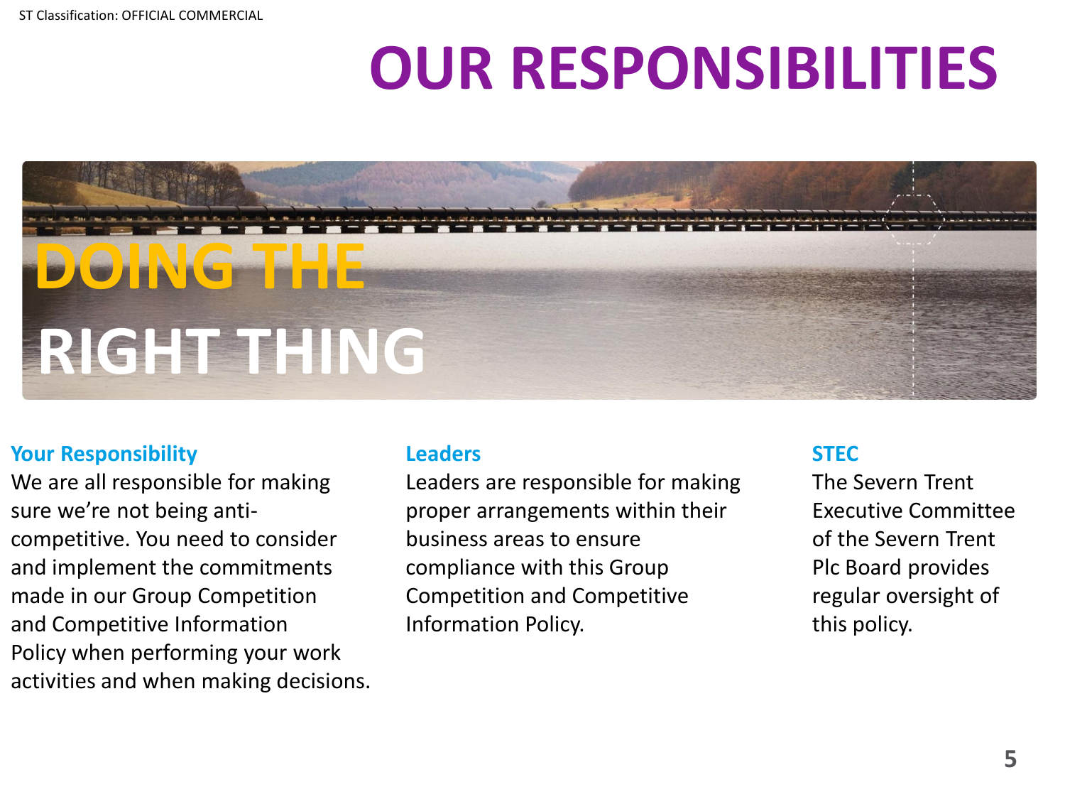# OUR RESPONSIBILITIES

## DOING THE RIGHT THING

### Your Responsibility

We are all responsible for making sure we're not being anti-competitive. You need to consider and implement the commitments made in our Group Competition and Competitive Information Policy when performing your work activities and when making decisions.

### Leaders

Leaders are responsible for making proper arrangements within their business areas to ensure compliance with this Group Competition and Competitive Information Policy.

### STEC

The Severn Trent Executive Committee of the Severn Trent Plc Board provides regular oversight of this policy.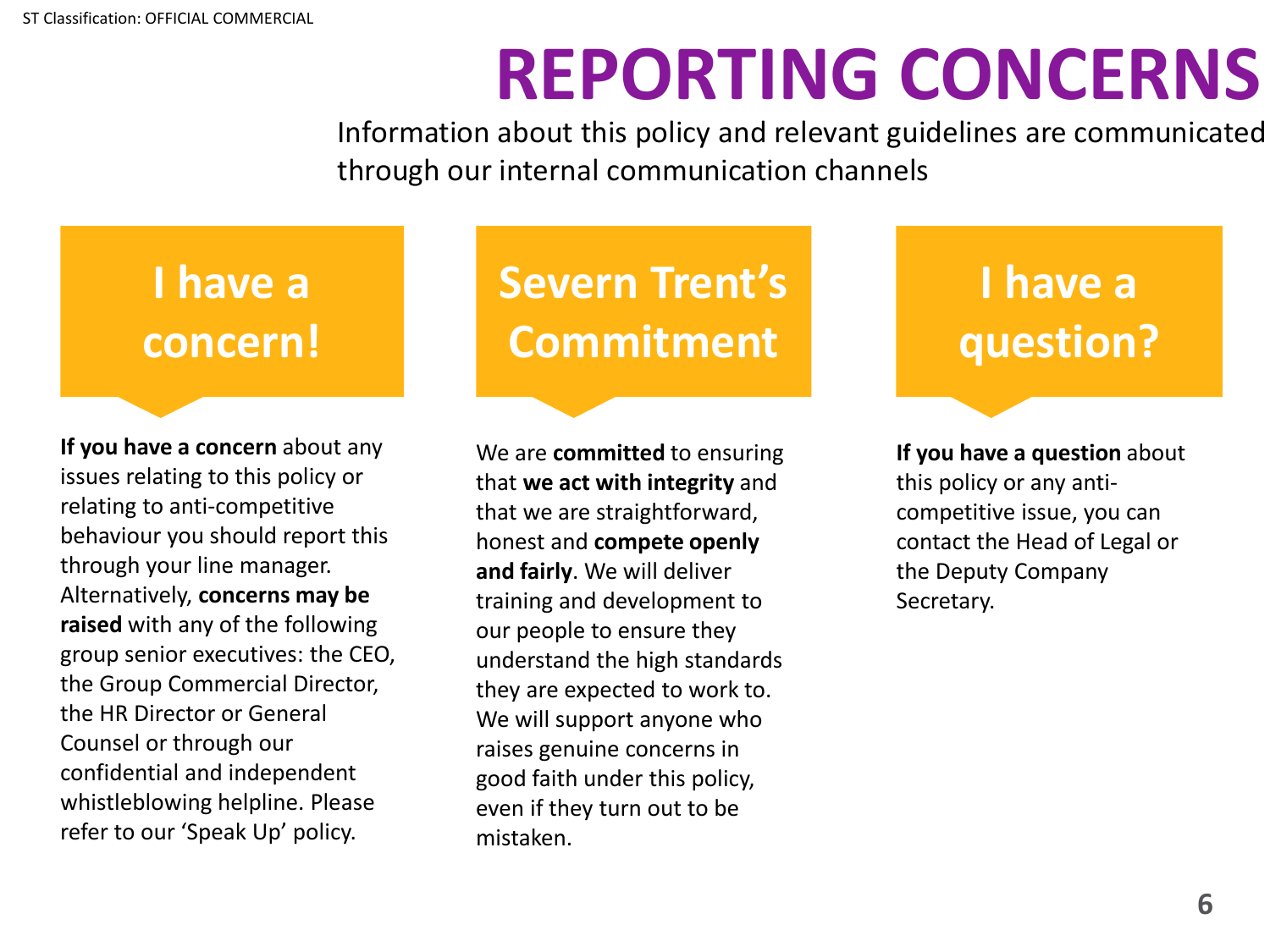# REPORTING CONCERNS

Information about this policy and relevant guidelines are communicated through our internal communication channels

## I have a concern!

**If you have a concern** about any issues relating to this policy or relating to anti-competitive behaviour you should report this through your line manager. Alternatively, **concerns may be raised** with any of the following group senior executives: the CEO, the Group Commercial Director, the HR Director or General Counsel or through our confidential and independent whistleblowing helpline. Please refer to our 'Speak Up' policy.

## Severn Trent's Commitment

We are **committed** to ensuring that **we act with integrity** and that we are straightforward, honest and **compete openly and fairly**. We will deliver training and development to our people to ensure they understand the high standards they are expected to work to. We will support anyone who raises genuine concerns in good faith under this policy, even if they turn out to be mistaken.

## I have a question?

**If you have a question** about this policy or any anti-competitive issue, you can contact the Head of Legal or the Deputy Company Secretary.